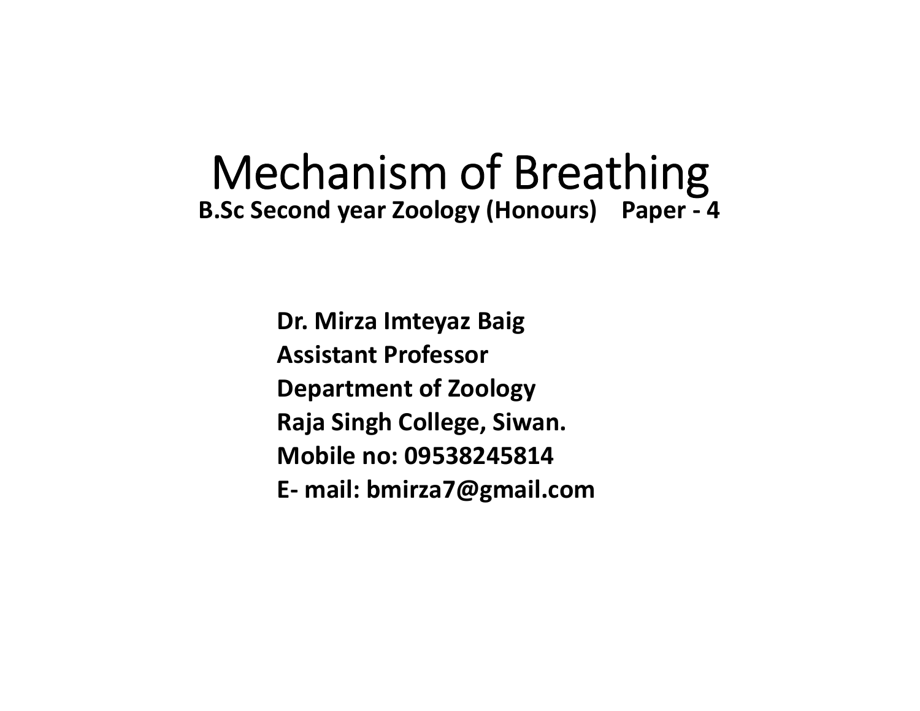# Mechanism of Breathing

**B.Sc Second year Zoology (Honours)    Paper - 4**

**Dr. Mirza Imteyaz Baig**
**Assistant Professor**
**Department of Zoology**
**Raja Singh College, Siwan.**
**Mobile no: 09538245814**
**E- mail: bmirza7@gmail.com**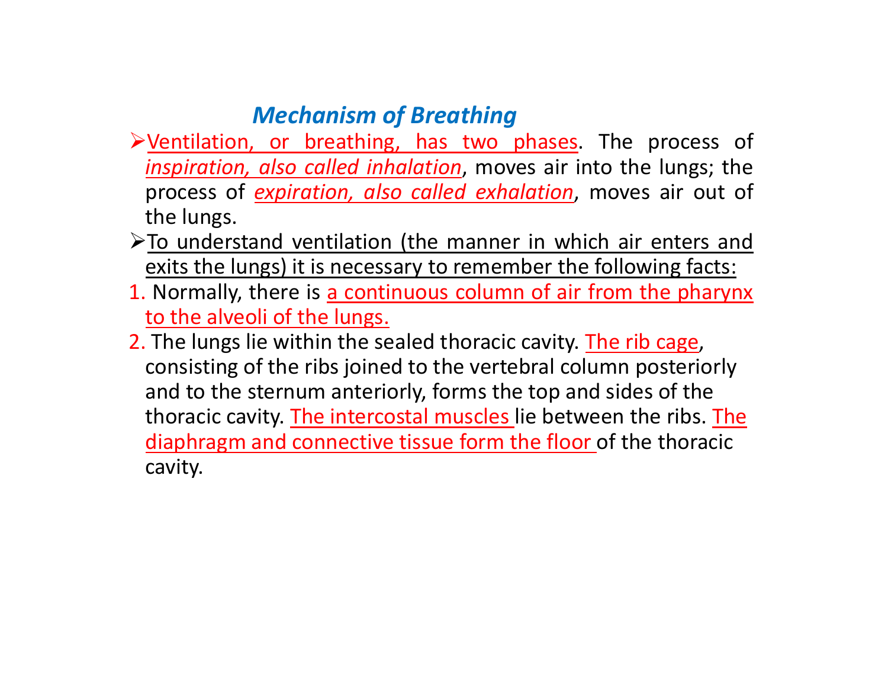## *Mechanism of Breathing*

- Ventilation, or breathing, has two phases. The process of *inspiration, also called inhalation*, moves air into the lungs; the process of *expiration, also called exhalation*, moves air out of the lungs.
- To understand ventilation (the manner in which air enters and exits the lungs) it is necessary to remember the following facts:

1. Normally, there is a continuous column of air from the pharynx to the alveoli of the lungs.
2. The lungs lie within the sealed thoracic cavity. The rib cage, consisting of the ribs joined to the vertebral column posteriorly and to the sternum anteriorly, forms the top and sides of the thoracic cavity. The intercostal muscles lie between the ribs. The diaphragm and connective tissue form the floor of the thoracic cavity.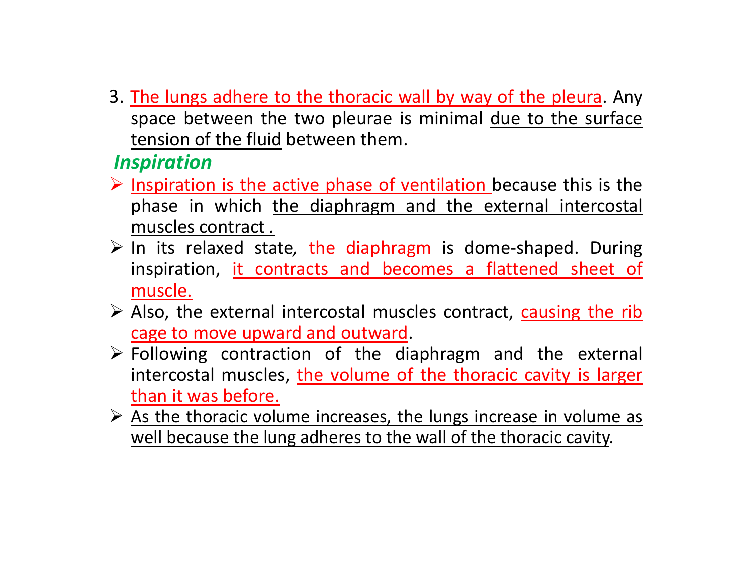3. The lungs adhere to the thoracic wall by way of the pleura. Any space between the two pleurae is minimal due to the surface tension of the fluid between them.

***Inspiration***

- Inspiration is the active phase of ventilation because this is the phase in which the diaphragm and the external intercostal muscles contract .
- In its relaxed state, the diaphragm is dome-shaped. During inspiration, it contracts and becomes a flattened sheet of muscle.
- Also, the external intercostal muscles contract, causing the rib cage to move upward and outward.
- Following contraction of the diaphragm and the external intercostal muscles, the volume of the thoracic cavity is larger than it was before.
- As the thoracic volume increases, the lungs increase in volume as well because the lung adheres to the wall of the thoracic cavity.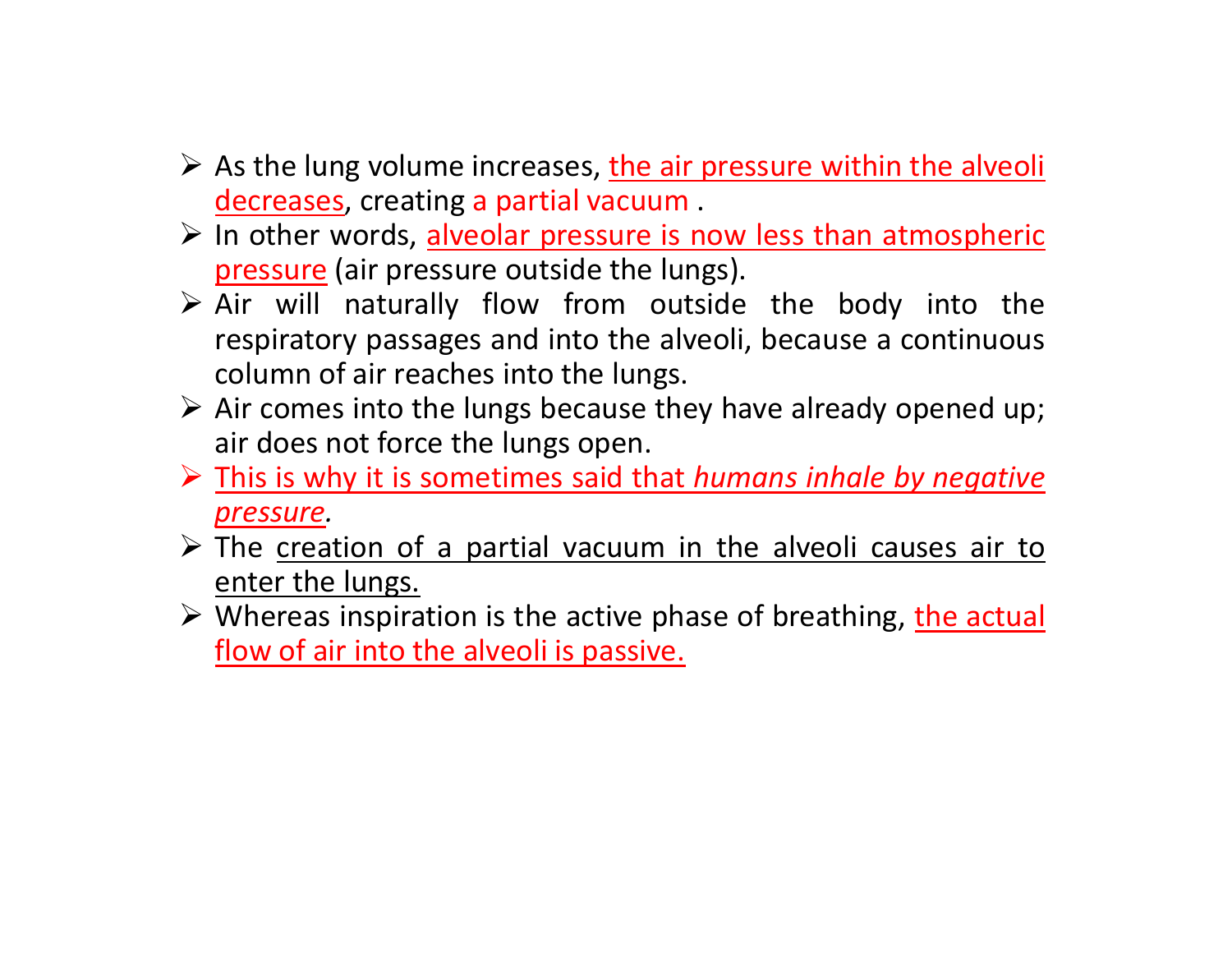- As the lung volume increases, the air pressure within the alveoli decreases, creating a partial vacuum .
- In other words, alveolar pressure is now less than atmospheric pressure (air pressure outside the lungs).
- Air will naturally flow from outside the body into the respiratory passages and into the alveoli, because a continuous column of air reaches into the lungs.
- Air comes into the lungs because they have already opened up; air does not force the lungs open.
- This is why it is sometimes said that *humans inhale by negative pressure*.
- The creation of a partial vacuum in the alveoli causes air to enter the lungs.
- Whereas inspiration is the active phase of breathing, the actual flow of air into the alveoli is passive.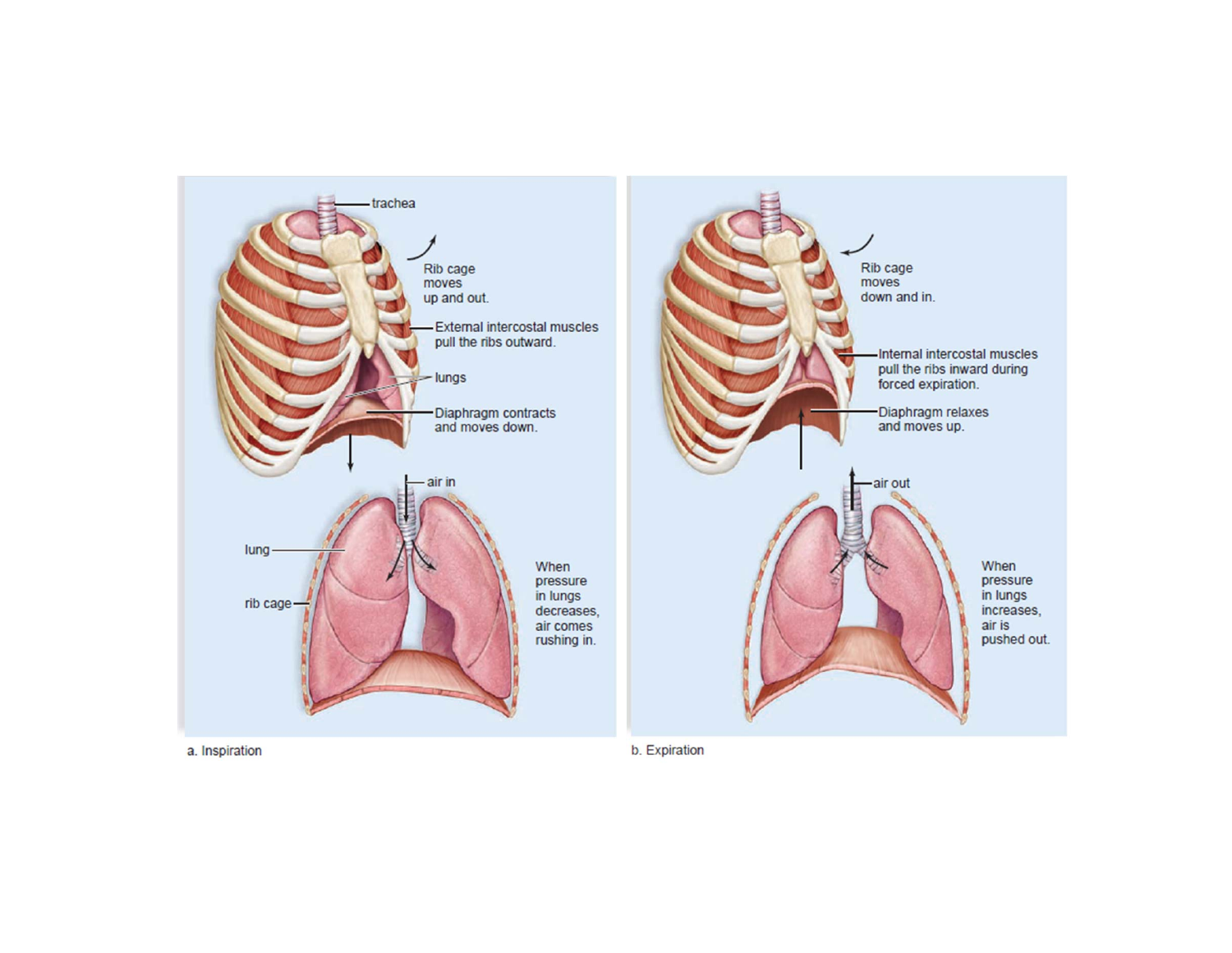trachea

Rib cage moves up and out.

External intercostal muscles pull the ribs outward.

lungs

Diaphragm contracts and moves down.

air in

lung

rib cage

When pressure in lungs decreases, air comes rushing in.

a. Inspiration

Rib cage moves down and in.

Internal intercostal muscles pull the ribs inward during forced expiration.

Diaphragm relaxes and moves up.

air out

When pressure in lungs increases, air is pushed out.

b. Expiration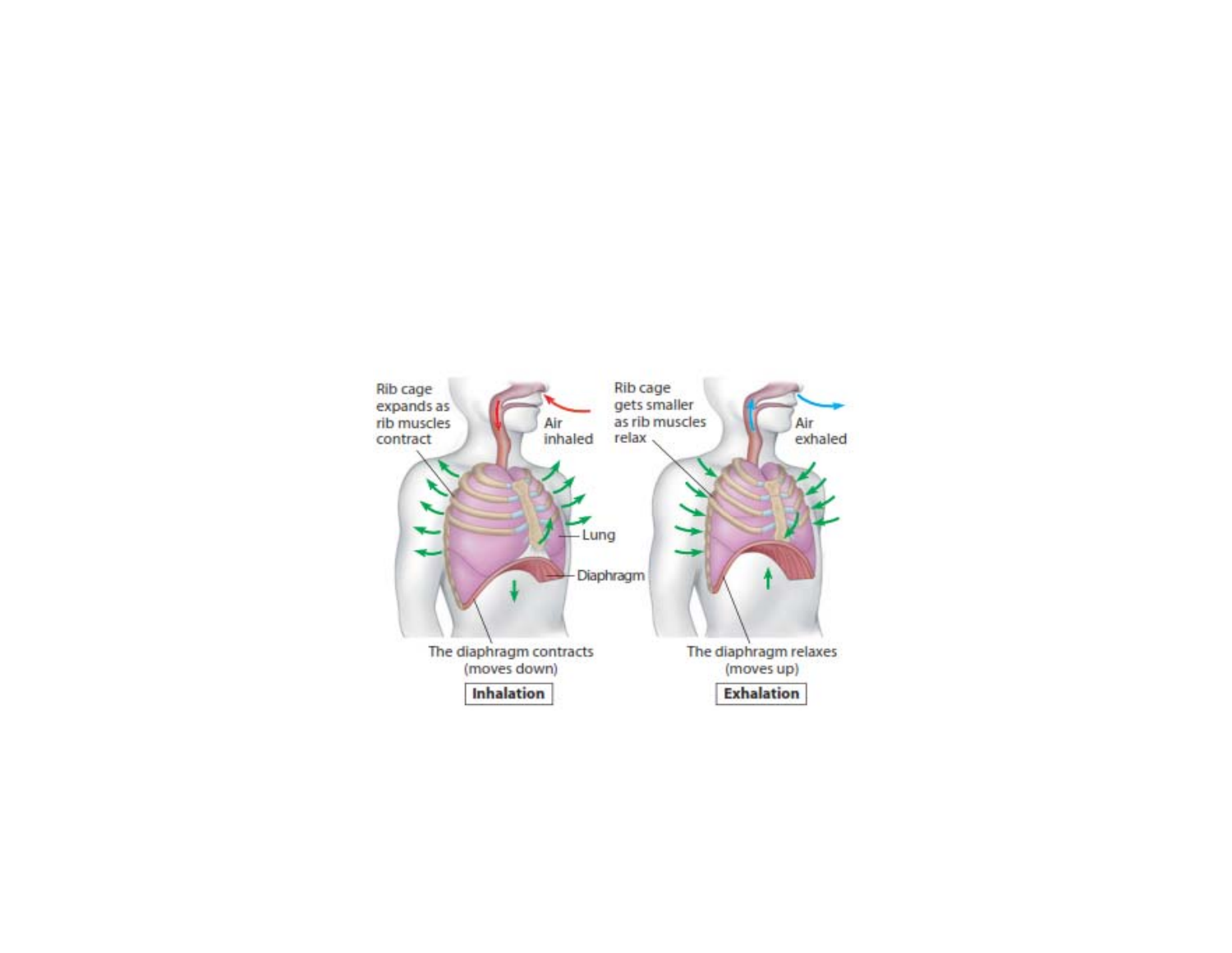Rib cage expands as rib muscles contract

Air inhaled

Lung

Diaphragm

The diaphragm contracts (moves down)

**Inhalation**

Rib cage gets smaller as rib muscles relax

Air exhaled

The diaphragm relaxes (moves up)

**Exhalation**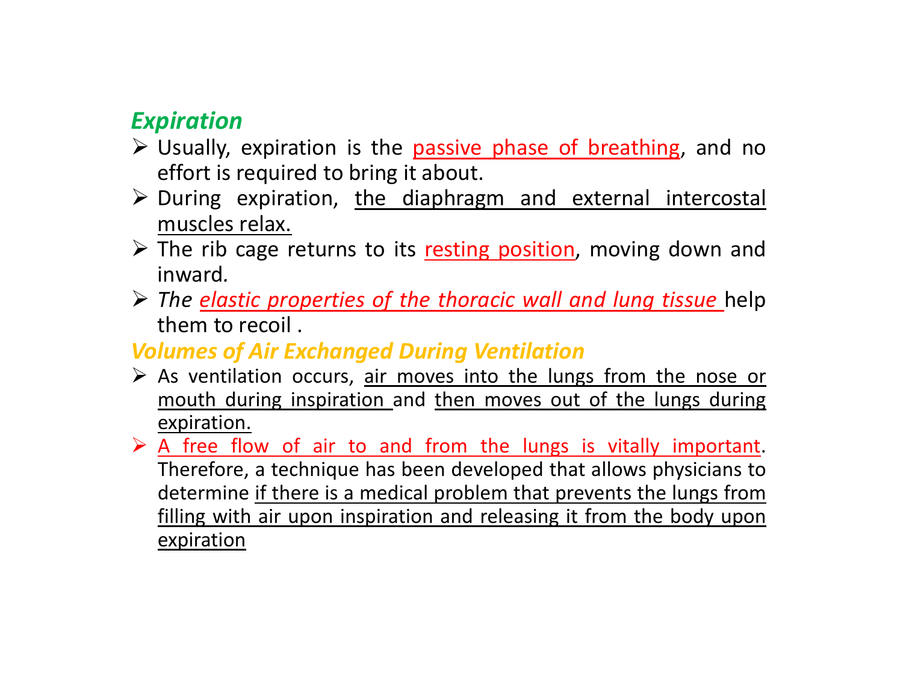## *Expiration*

- Usually, expiration is the passive phase of breathing, and no effort is required to bring it about.
- During expiration, the diaphragm and external intercostal muscles relax.
- The rib cage returns to its resting position, moving down and inward.
- *The elastic properties of the thoracic wall and lung tissue* help them to recoil .

## *Volumes of Air Exchanged During Ventilation*

- As ventilation occurs, air moves into the lungs from the nose or mouth during inspiration and then moves out of the lungs during expiration.
- A free flow of air to and from the lungs is vitally important. Therefore, a technique has been developed that allows physicians to determine if there is a medical problem that prevents the lungs from filling with air upon inspiration and releasing it from the body upon expiration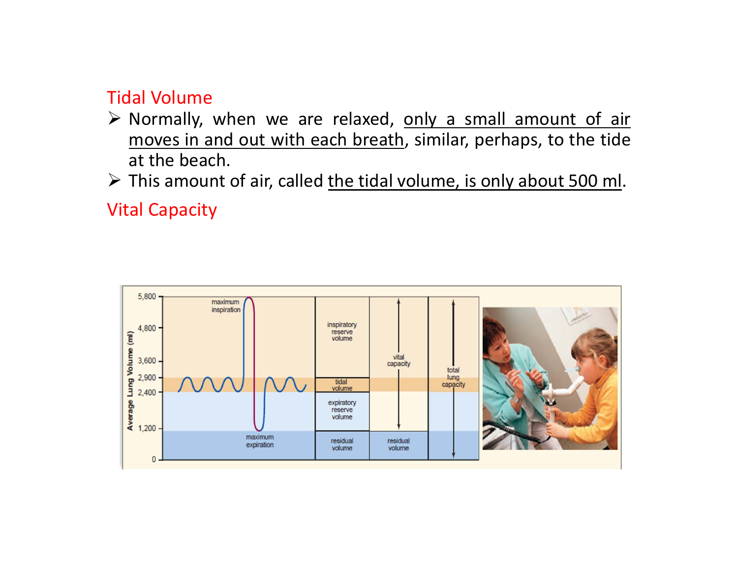## Tidal Volume

- Normally, when we are relaxed, <u>only a small amount of air moves in and out with each breath</u>, similar, perhaps, to the tide at the beach.
- This amount of air, called <u>the tidal volume, is only about 500 ml</u>.

## Vital Capacity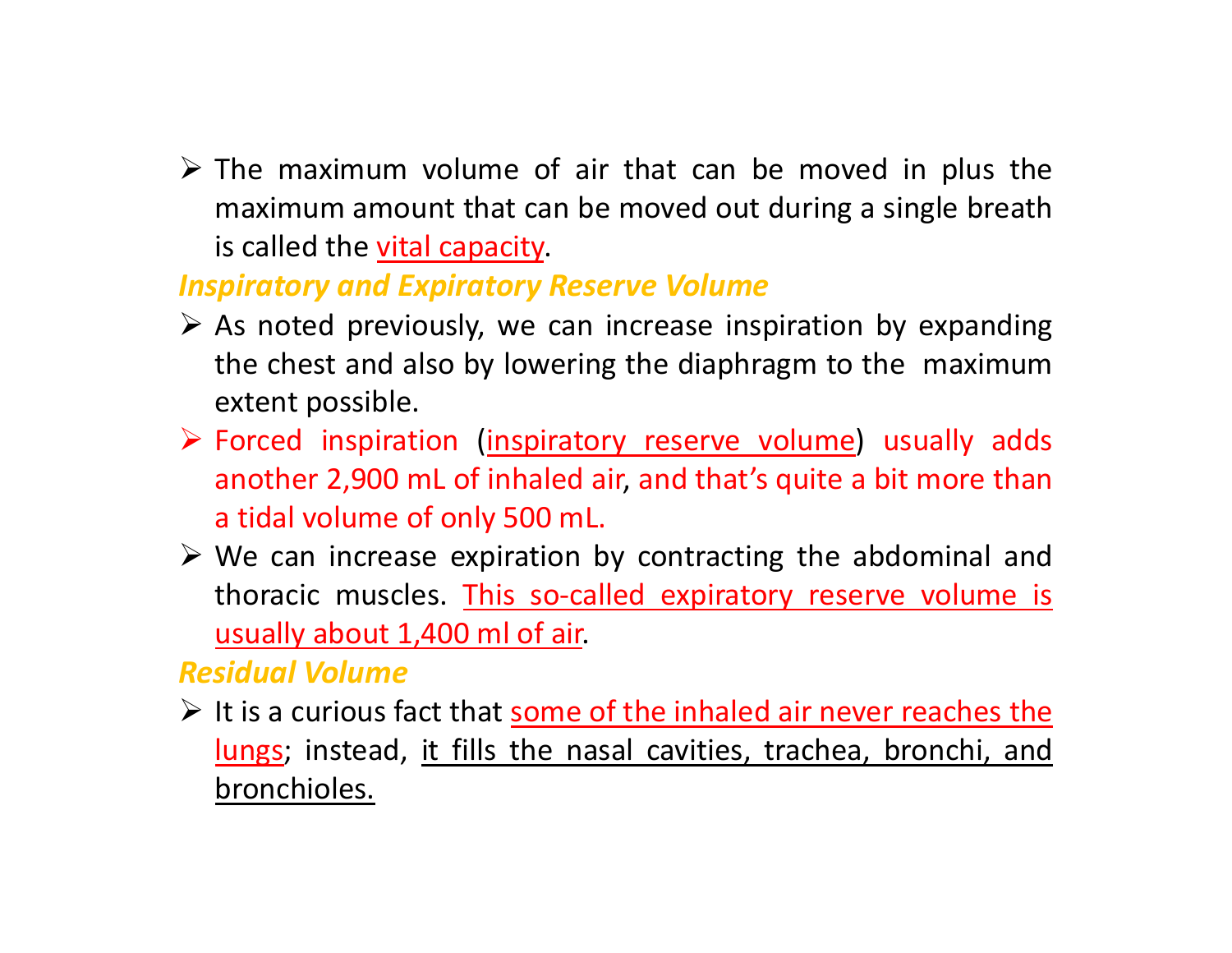- The maximum volume of air that can be moved in plus the maximum amount that can be moved out during a single breath is called the vital capacity.

### *Inspiratory and Expiratory Reserve Volume*

- As noted previously, we can increase inspiration by expanding the chest and also by lowering the diaphragm to the maximum extent possible.
- Forced inspiration (inspiratory reserve volume) usually adds another 2,900 mL of inhaled air, and that's quite a bit more than a tidal volume of only 500 mL.
- We can increase expiration by contracting the abdominal and thoracic muscles. This so-called expiratory reserve volume is usually about 1,400 ml of air.

### *Residual Volume*

- It is a curious fact that some of the inhaled air never reaches the lungs; instead, it fills the nasal cavities, trachea, bronchi, and bronchioles.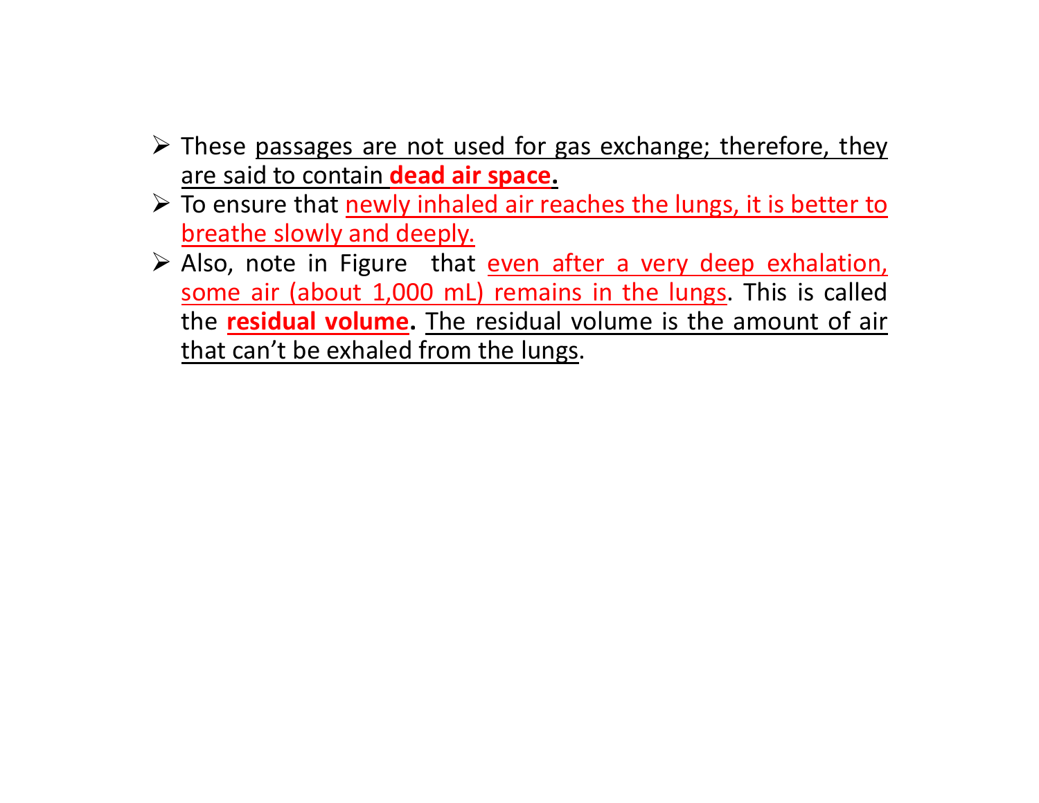- These passages are not used for gas exchange; therefore, they are said to contain **dead air space.**
- To ensure that newly inhaled air reaches the lungs, it is better to breathe slowly and deeply.
- Also, note in Figure that even after a very deep exhalation, some air (about 1,000 mL) remains in the lungs. This is called the **residual volume.** The residual volume is the amount of air that can't be exhaled from the lungs.